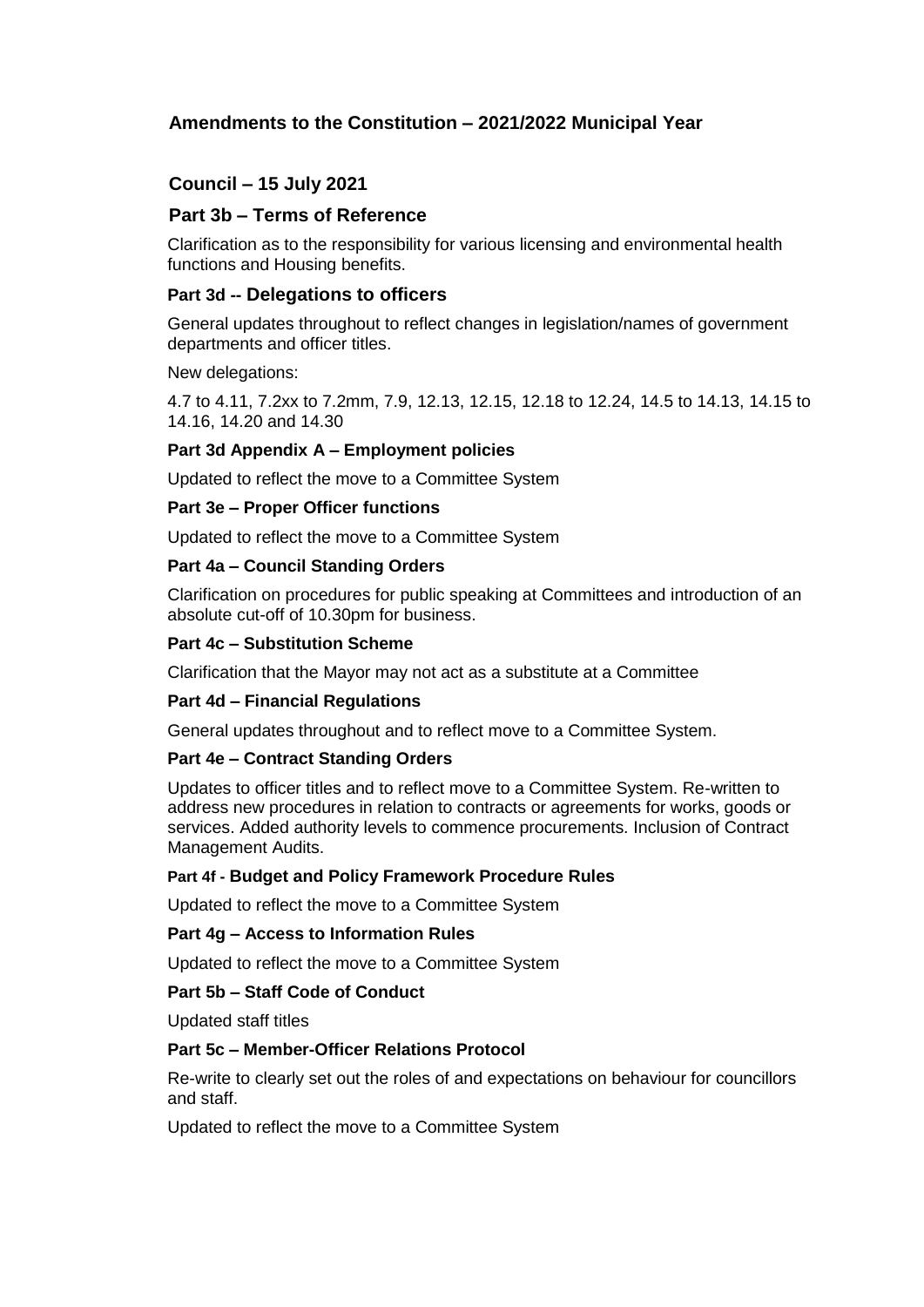# Amendments to the Constitution – 2021/2022 Municipal Year

## Council – 15 July 2021

### Part 3b – Terms of Reference

Clarification as to the responsibility for various licensing and environmental health functions and Housing benefits.

### Part 3d -- Delegations to officers

General updates throughout to reflect changes in legislation/names of government departments and officer titles.

New delegations:

4.7 to 4.11, 7.2xx to 7.2mm, 7.9, 12.13, 12.15, 12.18 to 12.24, 14.5 to 14.13, 14.15 to 14.16, 14.20 and 14.30

### Part 3d Appendix A – Employment policies

Updated to reflect the move to a Committee System

### Part 3e – Proper Officer functions

Updated to reflect the move to a Committee System

### Part 4a – Council Standing Orders

Clarification on procedures for public speaking at Committees and introduction of an absolute cut-off of 10.30pm for business.

### Part 4c – Substitution Scheme

Clarification that the Mayor may not act as a substitute at a Committee

### Part 4d – Financial Regulations

General updates throughout and to reflect move to a Committee System.

### Part 4e – Contract Standing Orders

Updates to officer titles and to reflect move to a Committee System. Re-written to address new procedures in relation to contracts or agreements for works, goods or services. Added authority levels to commence procurements. Inclusion of Contract Management Audits.

### Part 4f - Budget and Policy Framework Procedure Rules

Updated to reflect the move to a Committee System

### Part 4g – Access to Information Rules

Updated to reflect the move to a Committee System

### Part 5b – Staff Code of Conduct

Updated staff titles

### Part 5c – Member-Officer Relations Protocol

Re-write to clearly set out the roles of and expectations on behaviour for councillors and staff.

Updated to reflect the move to a Committee System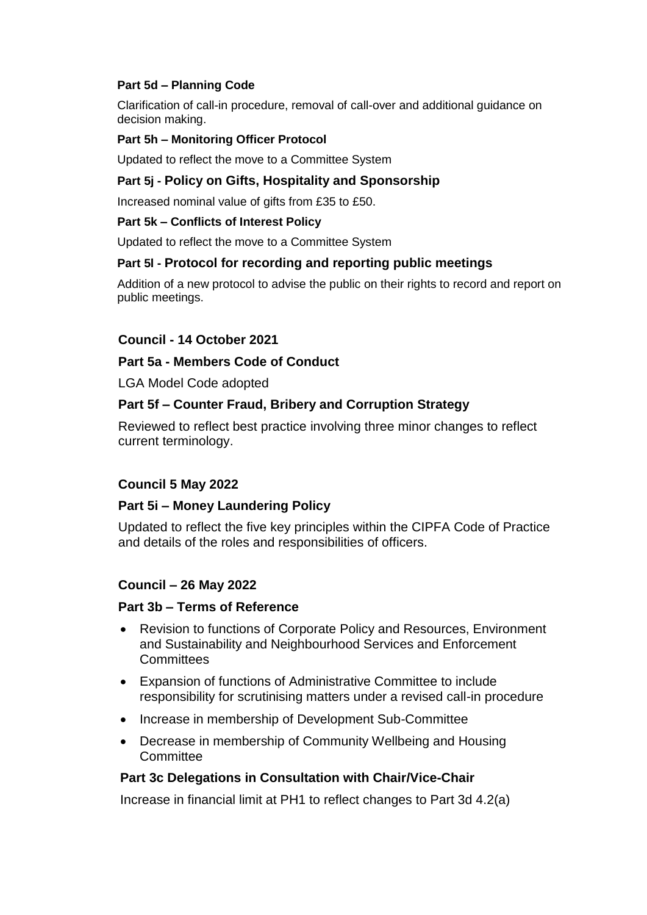**Part 5d – Planning Code**

Clarification of call-in procedure, removal of call-over and additional guidance on decision making.

**Part 5h – Monitoring Officer Protocol**

Updated to reflect the move to a Committee System

**Part 5j - Policy on Gifts, Hospitality and Sponsorship**

Increased nominal value of gifts from £35 to £50.

**Part 5k – Conflicts of Interest Policy**

Updated to reflect the move to a Committee System

**Part 5l - Protocol for recording and reporting public meetings**

Addition of a new protocol to advise the public on their rights to record and report on public meetings.

## Council - 14 October 2021

**Part 5a - Members Code of Conduct**

LGA Model Code adopted

**Part 5f – Counter Fraud, Bribery and Corruption Strategy**

Reviewed to reflect best practice involving three minor changes to reflect current terminology.

## Council 5 May 2022

**Part 5i – Money Laundering Policy**

Updated to reflect the five key principles within the CIPFA Code of Practice and details of the roles and responsibilities of officers.

## Council – 26 May 2022

**Part 3b – Terms of Reference**

- Revision to functions of Corporate Policy and Resources, Environment and Sustainability and Neighbourhood Services and Enforcement Committees
- Expansion of functions of Administrative Committee to include responsibility for scrutinising matters under a revised call-in procedure
- Increase in membership of Development Sub-Committee
- Decrease in membership of Community Wellbeing and Housing Committee

**Part 3c Delegations in Consultation with Chair/Vice-Chair**

Increase in financial limit at PH1 to reflect changes to Part 3d 4.2(a)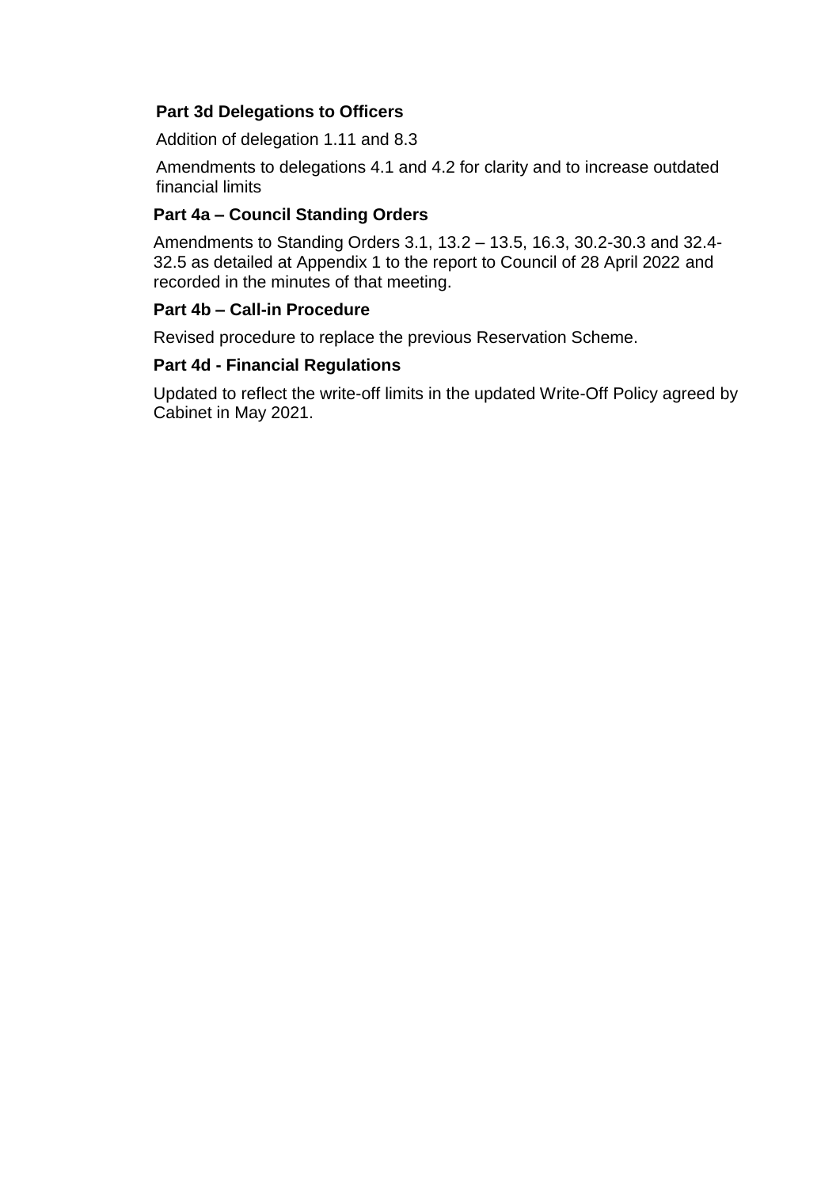**Part 3d Delegations to Officers**

Addition of delegation 1.11 and 8.3

Amendments to delegations 4.1 and 4.2 for clarity and to increase outdated financial limits

**Part 4a – Council Standing Orders**

Amendments to Standing Orders 3.1, 13.2 – 13.5, 16.3, 30.2-30.3 and 32.4-32.5 as detailed at Appendix 1 to the report to Council of 28 April 2022 and recorded in the minutes of that meeting.

**Part 4b – Call-in Procedure**

Revised procedure to replace the previous Reservation Scheme.

**Part 4d - Financial Regulations**

Updated to reflect the write-off limits in the updated Write-Off Policy agreed by Cabinet in May 2021.